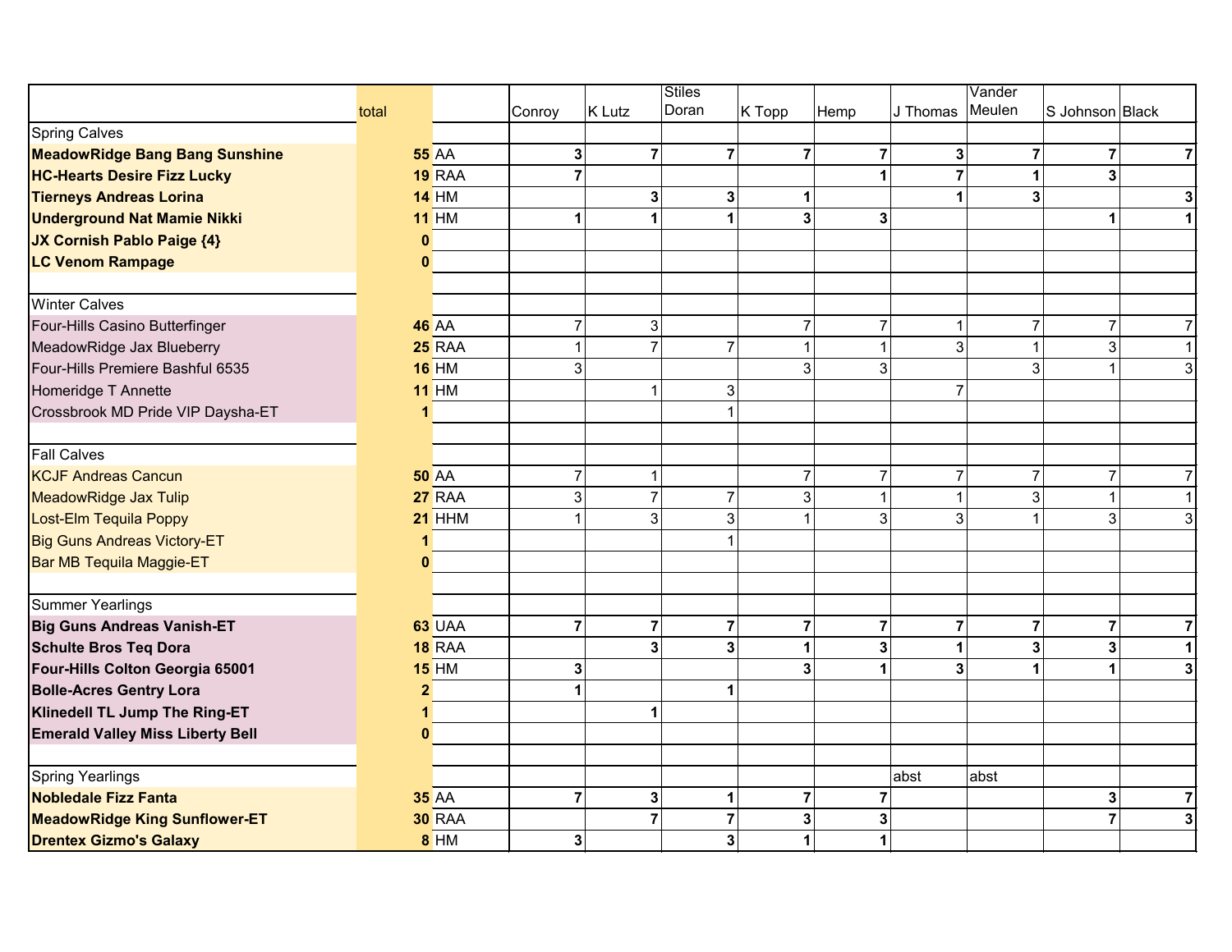| | total | | Conroy | K Lutz | Stiles Doran | K Topp | Hemp | J Thomas | Vander Meulen | S Johnson | Black |
|---|---|---|---|---|---|---|---|---|---|---|---|
| Spring Calves | | | | | | | | | | | |
| **MeadowRidge Bang Bang Sunshine** | **55** | AA | **3** | **7** | **7** | **7** | **7** | **3** | **7** | **7** | **7** |
| **HC-Hearts Desire Fizz Lucky** | **19** | RAA | **7** | | | | **1** | **7** | **1** | **3** | |
| **Tierneys Andreas Lorina** | **14** | HM | | **3** | **3** | **1** | | **1** | **3** | | **3** |
| **Underground Nat Mamie Nikki** | **11** | HM | **1** | **1** | **1** | **3** | **3** | | | **1** | **1** |
| **JX Cornish Pablo Paige {4}** | **0** | | | | | | | | | | |
| **LC Venom Rampage** | **0** | | | | | | | | | | |
| | | | | | | | | | | | |
| Winter Calves | | | | | | | | | | | |
| Four-Hills Casino Butterfinger | **46** | AA | 7 | 3 | | 7 | 7 | 1 | 7 | 7 | 7 |
| MeadowRidge Jax Blueberry | **25** | RAA | 1 | 7 | 7 | 1 | 1 | 3 | 1 | 3 | 1 |
| Four-Hills Premiere Bashful 6535 | **16** | HM | 3 | | | 3 | 3 | | 3 | 1 | 3 |
| Homeridge T Annette | **11** | HM | | 1 | 3 | | | 7 | | | |
| Crossbrook MD Pride VIP Daysha-ET | **1** | | | | 1 | | | | | | |
| | | | | | | | | | | | |
| Fall Calves | | | | | | | | | | | |
| KCJF Andreas Cancun | **50** | AA | 7 | 1 | | 7 | 7 | 7 | 7 | 7 | 7 |
| MeadowRidge Jax Tulip | **27** | RAA | 3 | 7 | 7 | 3 | 1 | 1 | 3 | 1 | 1 |
| Lost-Elm Tequila Poppy | **21** | HHM | 1 | 3 | 3 | 1 | 3 | 3 | 1 | 3 | 3 |
| Big Guns Andreas Victory-ET | **1** | | | | 1 | | | | | | |
| Bar MB Tequila Maggie-ET | **0** | | | | | | | | | | |
| | | | | | | | | | | | |
| Summer Yearlings | | | | | | | | | | | |
| **Big Guns Andreas Vanish-ET** | **63** | UAA | **7** | **7** | **7** | **7** | **7** | **7** | **7** | **7** | **7** |
| **Schulte Bros Teq Dora** | **18** | RAA | | **3** | **3** | **1** | **3** | **1** | **3** | **3** | **1** |
| **Four-Hills Colton Georgia 65001** | **15** | HM | **3** | | | **3** | **1** | **3** | **1** | **1** | **3** |
| **Bolle-Acres Gentry Lora** | **2** | | **1** | | **1** | | | | | | |
| **Klinedell TL Jump The Ring-ET** | **1** | | | **1** | | | | | | | |
| **Emerald Valley Miss Liberty Bell** | **0** | | | | | | | | | | |
| | | | | | | | | | | | |
| Spring Yearlings | | | | | | | | abst | abst | | |
| **Nobledale Fizz Fanta** | **35** | AA | **7** | **3** | **1** | **7** | **7** | | | **3** | **7** |
| **MeadowRidge King Sunflower-ET** | **30** | RAA | | **7** | **7** | **3** | **3** | | | **7** | **3** |
| **Drentex Gizmo's Galaxy** | **8** | HM | **3** | | **3** | **1** | **1** | | | | |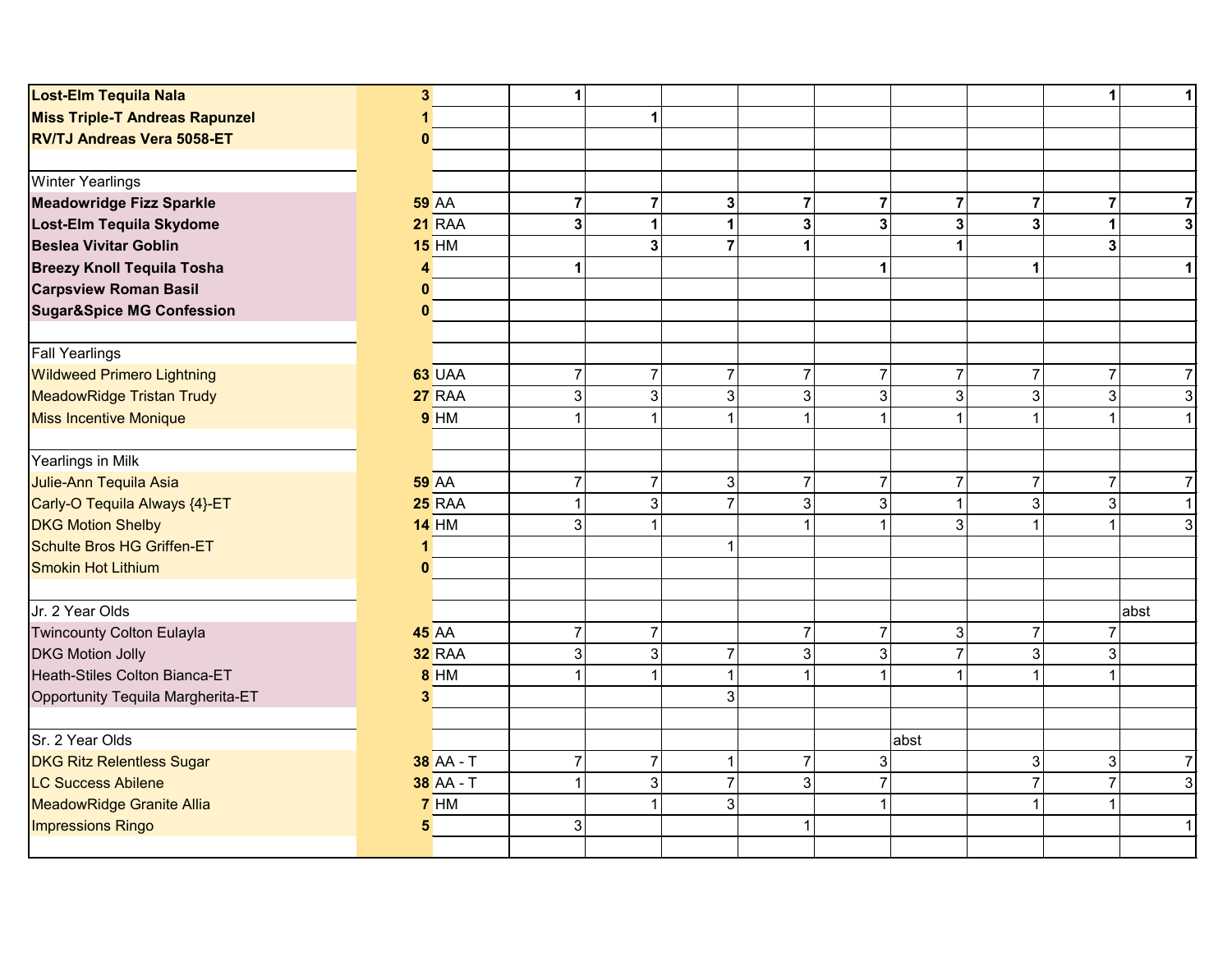| | | | | | | | | | | | |
|---|---|---|---|---|---|---|---|---|---|---|---|
| **Lost-Elm Tequila Nala** | **3** | | **1** | | | | | | | **1** | **1** |
| **Miss Triple-T Andreas Rapunzel** | **1** | | | **1** | | | | | | | |
| **RV/TJ Andreas Vera 5058-ET** | **0** | | | | | | | | | | |
| | | | | | | | | | | | |
| Winter Yearlings | | | | | | | | | | | |
| **Meadowridge Fizz Sparkle** | **59** | AA | **7** | **7** | **3** | **7** | **7** | **7** | **7** | **7** | **7** |
| **Lost-Elm Tequila Skydome** | **21** | RAA | **3** | **1** | **1** | **3** | **3** | **3** | **3** | **1** | **3** |
| **Beslea Vivitar Goblin** | **15** | HM | | **3** | **7** | **1** | | **1** | | **3** | |
| **Breezy Knoll Tequila Tosha** | **4** | | **1** | | | | **1** | | **1** | | **1** |
| **Carpsview Roman Basil** | **0** | | | | | | | | | | |
| **Sugar&Spice MG Confession** | **0** | | | | | | | | | | |
| | | | | | | | | | | | |
| Fall Yearlings | | | | | | | | | | | |
| Wildweed Primero Lightning | **63** | UAA | 7 | 7 | 7 | 7 | 7 | 7 | 7 | 7 | 7 |
| MeadowRidge Tristan Trudy | **27** | RAA | 3 | 3 | 3 | 3 | 3 | 3 | 3 | 3 | 3 |
| Miss Incentive Monique | **9** | HM | 1 | 1 | 1 | 1 | 1 | 1 | 1 | 1 | 1 |
| | | | | | | | | | | | |
| Yearlings in Milk | | | | | | | | | | | |
| Julie-Ann Tequila Asia | **59** | AA | 7 | 7 | 3 | 7 | 7 | 7 | 7 | 7 | 7 |
| Carly-O Tequila Always {4}-ET | **25** | RAA | 1 | 3 | 7 | 3 | 3 | 1 | 3 | 3 | 1 |
| DKG Motion Shelby | **14** | HM | 3 | 1 | | 1 | 1 | 3 | 1 | 1 | 3 |
| Schulte Bros HG Griffen-ET | **1** | | | | 1 | | | | | | |
| Smokin Hot Lithium | **0** | | | | | | | | | | |
| | | | | | | | | | | | |
| Jr. 2 Year Olds | | | | | | | | | | | abst |
| Twincounty Colton Eulayla | **45** | AA | 7 | 7 | | 7 | 7 | 3 | 7 | 7 | |
| DKG Motion Jolly | **32** | RAA | 3 | 3 | 7 | 3 | 3 | 7 | 3 | 3 | |
| Heath-Stiles Colton Bianca-ET | **8** | HM | 1 | 1 | 1 | 1 | 1 | 1 | 1 | 1 | |
| Opportunity Tequila Margherita-ET | **3** | | | | 3 | | | | | | |
| | | | | | | | | | | | |
| Sr. 2 Year Olds | | | | | | | | abst | | | |
| DKG Ritz Relentless Sugar | **38** | AA - T | 7 | 7 | 1 | 7 | 3 | | 3 | 3 | 7 |
| LC Success Abilene | **38** | AA - T | 1 | 3 | 7 | 3 | 7 | | 7 | 7 | 3 |
| MeadowRidge Granite Allia | **7** | HM | | 1 | 3 | | 1 | | 1 | 1 | |
| Impressions Ringo | **5** | | 3 | | | 1 | | | | | 1 |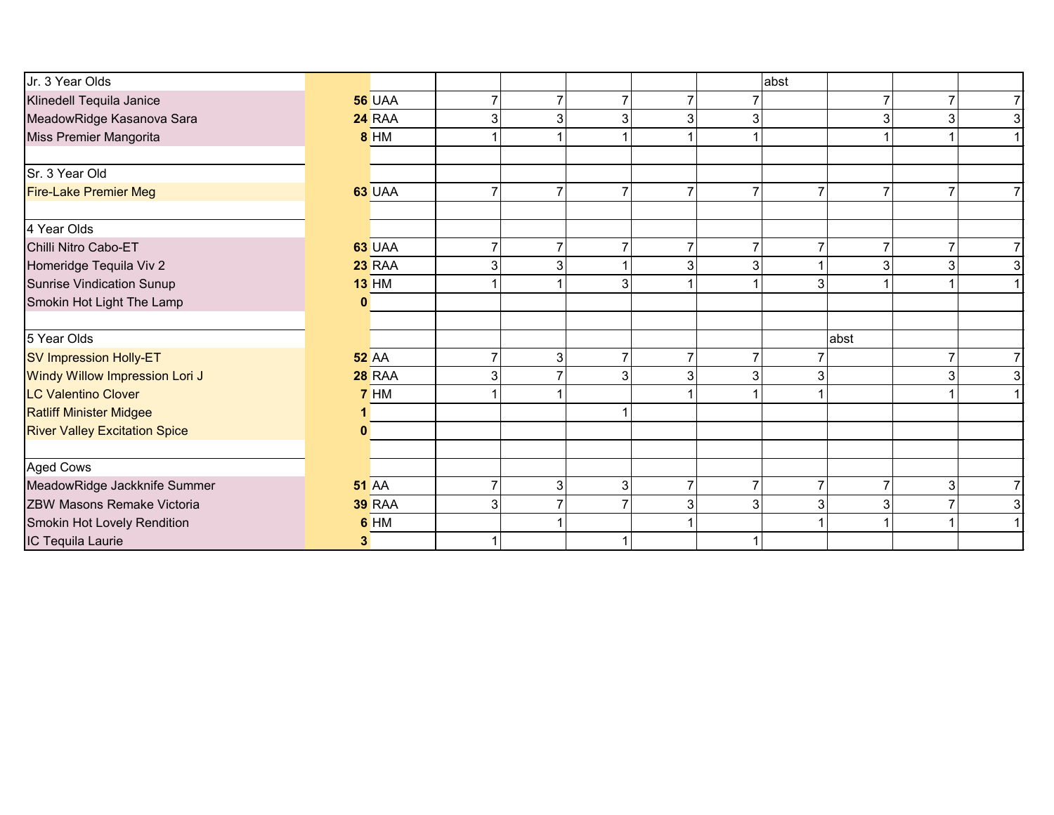| | | | | | | | | | | | |
|---|---|---|---|---|---|---|---|---|---|---|---|
| Jr. 3 Year Olds | | | | | | | | abst | | | |
| Klinedell Tequila Janice | **56** | UAA | 7 | 7 | 7 | 7 | 7 | | 7 | 7 | 7 |
| MeadowRidge Kasanova Sara | **24** | RAA | 3 | 3 | 3 | 3 | 3 | | 3 | 3 | 3 |
| Miss Premier Mangorita | **8** | HM | 1 | 1 | 1 | 1 | 1 | | 1 | 1 | 1 |
| | | | | | | | | | | | |
| Sr. 3 Year Old | | | | | | | | | | | |
| Fire-Lake Premier Meg | **63** | UAA | 7 | 7 | 7 | 7 | 7 | 7 | 7 | 7 | 7 |
| | | | | | | | | | | | |
| 4 Year Olds | | | | | | | | | | | |
| Chilli Nitro Cabo-ET | **63** | UAA | 7 | 7 | 7 | 7 | 7 | 7 | 7 | 7 | 7 |
| Homeridge Tequila Viv 2 | **23** | RAA | 3 | 3 | 1 | 3 | 3 | 1 | 3 | 3 | 3 |
| Sunrise Vindication Sunup | **13** | HM | 1 | 1 | 3 | 1 | 1 | 3 | 1 | 1 | 1 |
| Smokin Hot Light The Lamp | **0** | | | | | | | | | | |
| | | | | | | | | | | | |
| 5 Year Olds | | | | | | | | | abst | | |
| SV Impression Holly-ET | **52** | AA | 7 | 3 | 7 | 7 | 7 | 7 | | 7 | 7 |
| Windy Willow Impression Lori J | **28** | RAA | 3 | 7 | 3 | 3 | 3 | 3 | | 3 | 3 |
| LC Valentino Clover | **7** | HM | 1 | 1 | | 1 | 1 | 1 | | 1 | 1 |
| Ratliff Minister Midgee | **1** | | | | 1 | | | | | | |
| River Valley Excitation Spice | **0** | | | | | | | | | | |
| | | | | | | | | | | | |
| Aged Cows | | | | | | | | | | | |
| MeadowRidge Jackknife Summer | **51** | AA | 7 | 3 | 3 | 7 | 7 | 7 | 7 | 3 | 7 |
| ZBW Masons Remake Victoria | **39** | RAA | 3 | 7 | 7 | 3 | 3 | 3 | 3 | 7 | 3 |
| Smokin Hot Lovely Rendition | **6** | HM | | 1 | | 1 | | 1 | 1 | 1 | 1 |
| IC Tequila Laurie | **3** | | 1 | | 1 | | 1 | | | | |